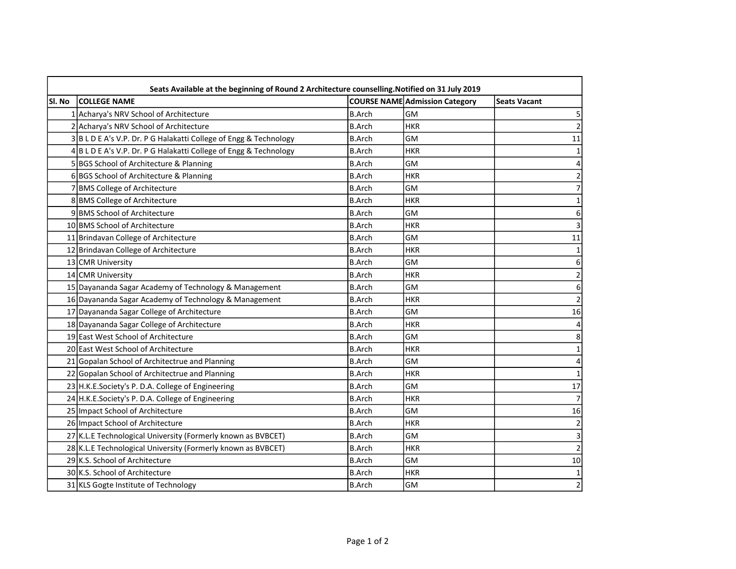| Seats Available at the beginning of Round 2 Architecture counselling.Notified on 31 July 2019 | | | | |
|---|---|---|---|---|
| Sl. No | COLLEGE NAME | COURSE NAME | Admission Category | Seats Vacant |
| 1 | Acharya's NRV School of Architecture | B.Arch | GM | 5 |
| 2 | Acharya's NRV School of Architecture | B.Arch | HKR | 2 |
| 3 | B L D E A's V.P. Dr. P G Halakatti College of Engg & Technology | B.Arch | GM | 11 |
| 4 | B L D E A's V.P. Dr. P G Halakatti College of Engg & Technology | B.Arch | HKR | 1 |
| 5 | BGS School of Architecture & Planning | B.Arch | GM | 4 |
| 6 | BGS School of Architecture & Planning | B.Arch | HKR | 2 |
| 7 | BMS College of Architecture | B.Arch | GM | 7 |
| 8 | BMS College of Architecture | B.Arch | HKR | 1 |
| 9 | BMS School of Architecture | B.Arch | GM | 6 |
| 10 | BMS School of Architecture | B.Arch | HKR | 3 |
| 11 | Brindavan College of Architecture | B.Arch | GM | 11 |
| 12 | Brindavan College of Architecture | B.Arch | HKR | 1 |
| 13 | CMR University | B.Arch | GM | 6 |
| 14 | CMR University | B.Arch | HKR | 2 |
| 15 | Dayananda Sagar Academy of Technology & Management | B.Arch | GM | 6 |
| 16 | Dayananda Sagar Academy of Technology & Management | B.Arch | HKR | 2 |
| 17 | Dayananda Sagar College of Architecture | B.Arch | GM | 16 |
| 18 | Dayananda Sagar College of Architecture | B.Arch | HKR | 4 |
| 19 | East West School of Architecture | B.Arch | GM | 8 |
| 20 | East West School of Architecture | B.Arch | HKR | 1 |
| 21 | Gopalan School of Architectrue and Planning | B.Arch | GM | 4 |
| 22 | Gopalan School of Architectrue and Planning | B.Arch | HKR | 1 |
| 23 | H.K.E.Society's P. D.A. College of Engineering | B.Arch | GM | 17 |
| 24 | H.K.E.Society's P. D.A. College of Engineering | B.Arch | HKR | 7 |
| 25 | Impact School of Architecture | B.Arch | GM | 16 |
| 26 | Impact School of Architecture | B.Arch | HKR | 2 |
| 27 | K.L.E Technological University (Formerly known as BVBCET) | B.Arch | GM | 3 |
| 28 | K.L.E Technological University (Formerly known as BVBCET) | B.Arch | HKR | 2 |
| 29 | K.S. School of Architecture | B.Arch | GM | 10 |
| 30 | K.S. School of Architecture | B.Arch | HKR | 1 |
| 31 | KLS Gogte Institute of Technology | B.Arch | GM | 2 |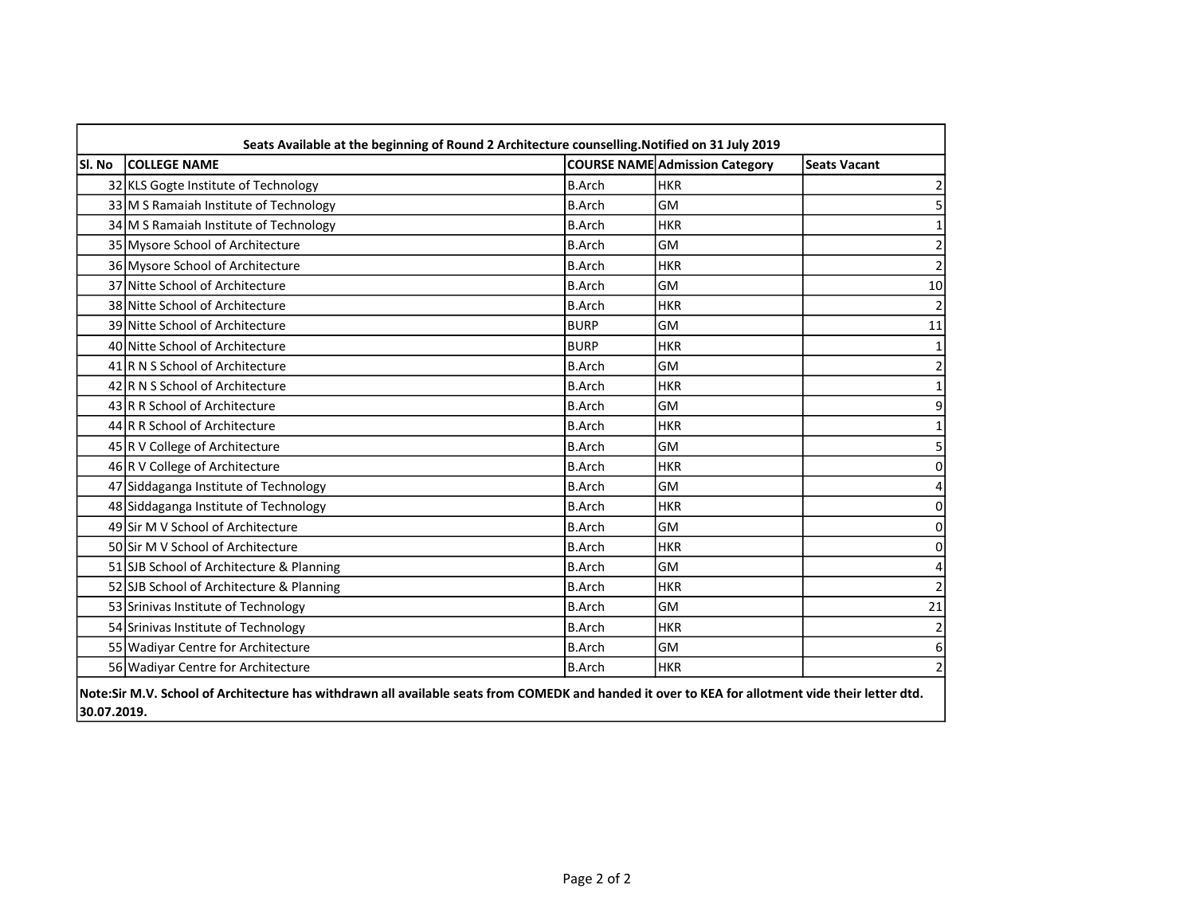| Seats Available at the beginning of Round 2 Architecture counselling.Notified on 31 July 2019 | | | | |
|---|---|---|---|---|
| **Sl. No** | **COLLEGE NAME** | **COURSE NAME** | **Admission Category** | **Seats Vacant** |
| 32 | KLS Gogte Institute of Technology | B.Arch | HKR | 2 |
| 33 | M S Ramaiah Institute of Technology | B.Arch | GM | 5 |
| 34 | M S Ramaiah Institute of Technology | B.Arch | HKR | 1 |
| 35 | Mysore School of Architecture | B.Arch | GM | 2 |
| 36 | Mysore School of Architecture | B.Arch | HKR | 2 |
| 37 | Nitte School of Architecture | B.Arch | GM | 10 |
| 38 | Nitte School of Architecture | B.Arch | HKR | 2 |
| 39 | Nitte School of Architecture | BURP | GM | 11 |
| 40 | Nitte School of Architecture | BURP | HKR | 1 |
| 41 | R N S School of Architecture | B.Arch | GM | 2 |
| 42 | R N S School of Architecture | B.Arch | HKR | 1 |
| 43 | R R School of Architecture | B.Arch | GM | 9 |
| 44 | R R School of Architecture | B.Arch | HKR | 1 |
| 45 | R V College of Architecture | B.Arch | GM | 5 |
| 46 | R V College of Architecture | B.Arch | HKR | 0 |
| 47 | Siddaganga Institute of Technology | B.Arch | GM | 4 |
| 48 | Siddaganga Institute of Technology | B.Arch | HKR | 0 |
| 49 | Sir M V School of Architecture | B.Arch | GM | 0 |
| 50 | Sir M V School of Architecture | B.Arch | HKR | 0 |
| 51 | SJB School of Architecture & Planning | B.Arch | GM | 4 |
| 52 | SJB School of Architecture & Planning | B.Arch | HKR | 2 |
| 53 | Srinivas Institute of Technology | B.Arch | GM | 21 |
| 54 | Srinivas Institute of Technology | B.Arch | HKR | 2 |
| 55 | Wadiyar Centre for Architecture | B.Arch | GM | 6 |
| 56 | Wadiyar Centre for Architecture | B.Arch | HKR | 2 |

**Note:Sir M.V. School of Architecture has withdrawn all available seats from COMEDK and handed it over to KEA for allotment vide their letter dtd. 30.07.2019.**